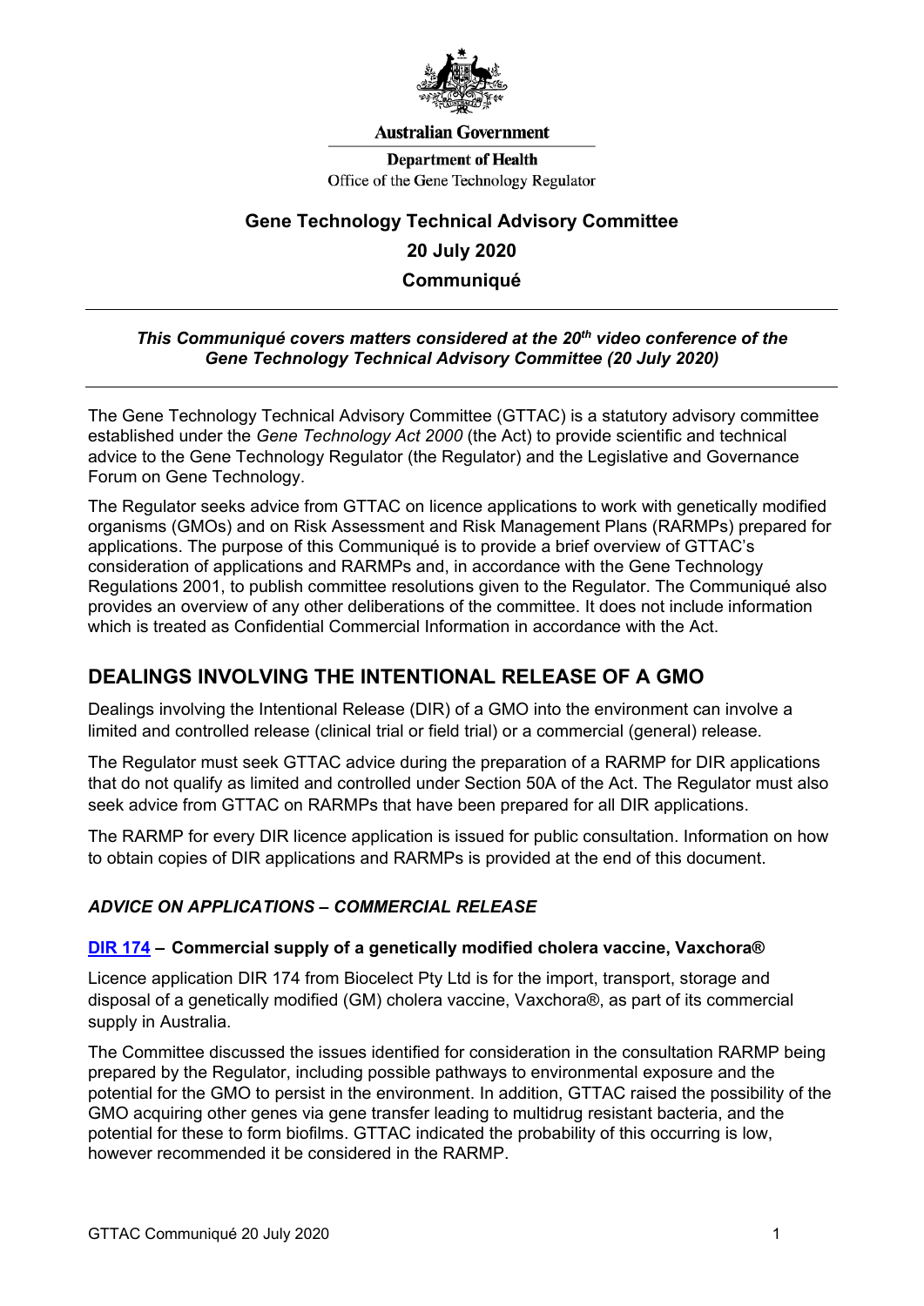Australian Government

Department of Health
Office of the Gene Technology Regulator

# Gene Technology Technical Advisory Committee

## 20 July 2020

## Communiqué

***This Communiqué covers matters considered at the 20th video conference of the Gene Technology Technical Advisory Committee (20 July 2020)***

The Gene Technology Technical Advisory Committee (GTTAC) is a statutory advisory committee established under the *Gene Technology Act 2000* (the Act) to provide scientific and technical advice to the Gene Technology Regulator (the Regulator) and the Legislative and Governance Forum on Gene Technology.

The Regulator seeks advice from GTTAC on licence applications to work with genetically modified organisms (GMOs) and on Risk Assessment and Risk Management Plans (RARMPs) prepared for applications. The purpose of this Communiqué is to provide a brief overview of GTTAC's consideration of applications and RARMPs and, in accordance with the Gene Technology Regulations 2001, to publish committee resolutions given to the Regulator. The Communiqué also provides an overview of any other deliberations of the committee. It does not include information which is treated as Confidential Commercial Information in accordance with the Act.

## DEALINGS INVOLVING THE INTENTIONAL RELEASE OF A GMO

Dealings involving the Intentional Release (DIR) of a GMO into the environment can involve a limited and controlled release (clinical trial or field trial) or a commercial (general) release.

The Regulator must seek GTTAC advice during the preparation of a RARMP for DIR applications that do not qualify as limited and controlled under Section 50A of the Act. The Regulator must also seek advice from GTTAC on RARMPs that have been prepared for all DIR applications.

The RARMP for every DIR licence application is issued for public consultation. Information on how to obtain copies of DIR applications and RARMPs is provided at the end of this document.

### *ADVICE ON APPLICATIONS – COMMERCIAL RELEASE*

#### DIR 174 – Commercial supply of a genetically modified cholera vaccine, Vaxchora®

Licence application DIR 174 from Biocelect Pty Ltd is for the import, transport, storage and disposal of a genetically modified (GM) cholera vaccine, Vaxchora®, as part of its commercial supply in Australia.

The Committee discussed the issues identified for consideration in the consultation RARMP being prepared by the Regulator, including possible pathways to environmental exposure and the potential for the GMO to persist in the environment. In addition, GTTAC raised the possibility of the GMO acquiring other genes via gene transfer leading to multidrug resistant bacteria, and the potential for these to form biofilms. GTTAC indicated the probability of this occurring is low, however recommended it be considered in the RARMP.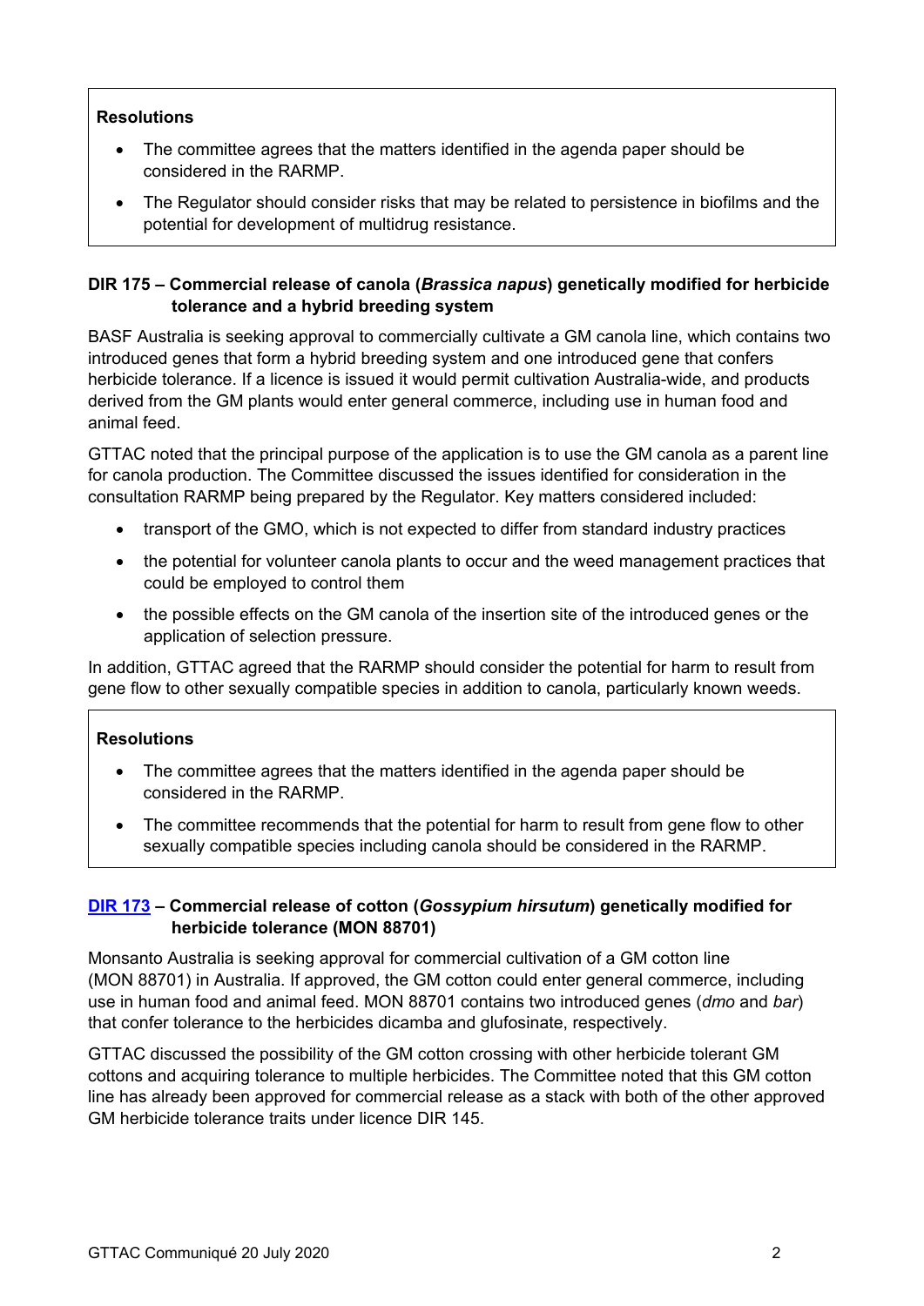**Resolutions**

- The committee agrees that the matters identified in the agenda paper should be considered in the RARMP.
- The Regulator should consider risks that may be related to persistence in biofilms and the potential for development of multidrug resistance.

### DIR 175 – Commercial release of canola (*Brassica napus*) genetically modified for herbicide tolerance and a hybrid breeding system

BASF Australia is seeking approval to commercially cultivate a GM canola line, which contains two introduced genes that form a hybrid breeding system and one introduced gene that confers herbicide tolerance. If a licence is issued it would permit cultivation Australia-wide, and products derived from the GM plants would enter general commerce, including use in human food and animal feed.

GTTAC noted that the principal purpose of the application is to use the GM canola as a parent line for canola production. The Committee discussed the issues identified for consideration in the consultation RARMP being prepared by the Regulator. Key matters considered included:

- transport of the GMO, which is not expected to differ from standard industry practices
- the potential for volunteer canola plants to occur and the weed management practices that could be employed to control them
- the possible effects on the GM canola of the insertion site of the introduced genes or the application of selection pressure.

In addition, GTTAC agreed that the RARMP should consider the potential for harm to result from gene flow to other sexually compatible species in addition to canola, particularly known weeds.

**Resolutions**

- The committee agrees that the matters identified in the agenda paper should be considered in the RARMP.
- The committee recommends that the potential for harm to result from gene flow to other sexually compatible species including canola should be considered in the RARMP.

### DIR 173 – Commercial release of cotton (*Gossypium hirsutum*) genetically modified for herbicide tolerance (MON 88701)

Monsanto Australia is seeking approval for commercial cultivation of a GM cotton line (MON 88701) in Australia. If approved, the GM cotton could enter general commerce, including use in human food and animal feed. MON 88701 contains two introduced genes (*dmo* and *bar*) that confer tolerance to the herbicides dicamba and glufosinate, respectively.

GTTAC discussed the possibility of the GM cotton crossing with other herbicide tolerant GM cottons and acquiring tolerance to multiple herbicides. The Committee noted that this GM cotton line has already been approved for commercial release as a stack with both of the other approved GM herbicide tolerance traits under licence DIR 145.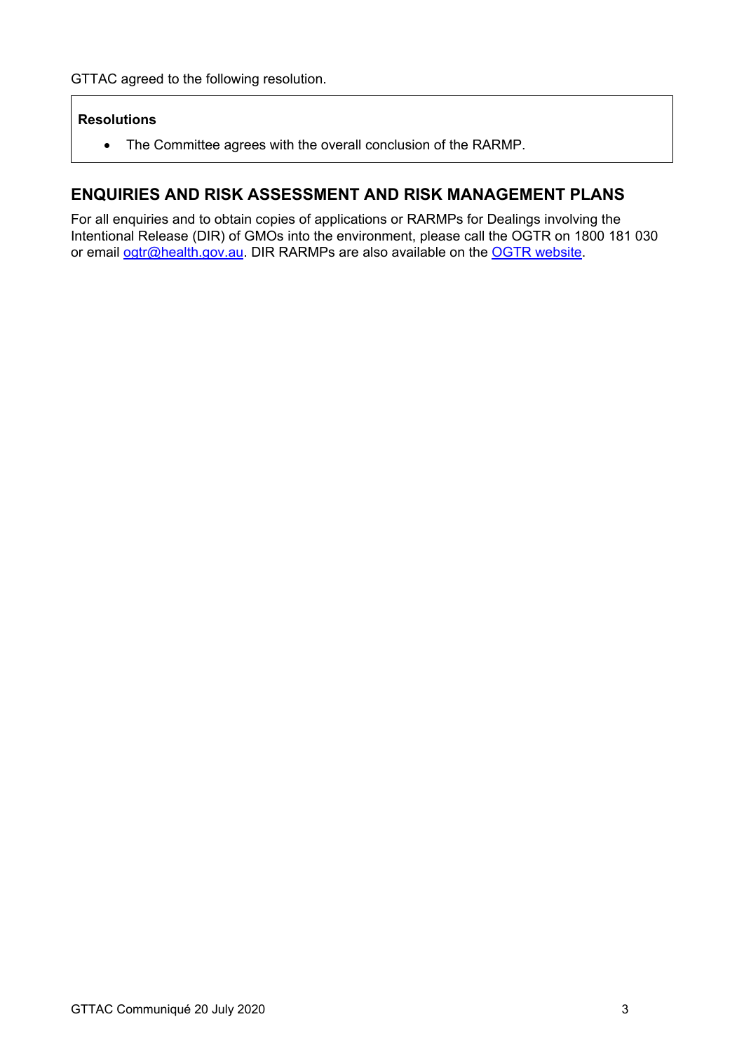GTTAC agreed to the following resolution.

**Resolutions**

- The Committee agrees with the overall conclusion of the RARMP.

## ENQUIRIES AND RISK ASSESSMENT AND RISK MANAGEMENT PLANS

For all enquiries and to obtain copies of applications or RARMPs for Dealings involving the Intentional Release (DIR) of GMOs into the environment, please call the OGTR on 1800 181 030 or email ogtr@health.gov.au. DIR RARMPs are also available on the OGTR website.